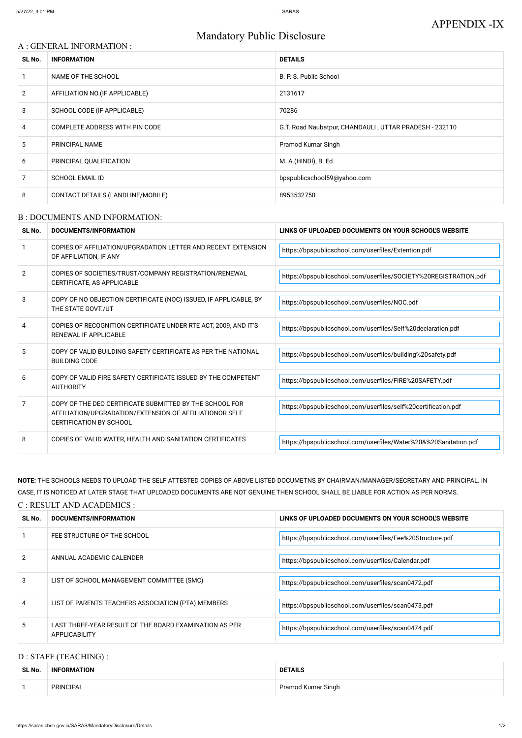APPENDIX -IX

# Mandatory Public Disclosure

## A : GENERAL INFORMATION :

| SL No. | INFORMATION | DETAILS |
|---|---|---|
| 1 | NAME OF THE SCHOOL | B. P. S. Public School |
| 2 | AFFILIATION NO.(IF APPLICABLE) | 2131617 |
| 3 | SCHOOL CODE (IF APPLICABLE) | 70286 |
| 4 | COMPLETE ADDRESS WITH PIN CODE | G.T. Road Naubatpur, CHANDAULI , UTTAR PRADESH - 232110 |
| 5 | PRINCIPAL NAME | Pramod Kumar Singh |
| 6 | PRINCIPAL QUALIFICATION | M. A.(HINDI), B. Ed. |
| 7 | SCHOOL EMAIL ID | bpspublicschool59@yahoo.com |
| 8 | CONTACT DETAILS (LANDLINE/MOBILE) | 8953532750 |

## B : DOCUMENTS AND INFORMATION:

| SL No. | DOCUMENTS/INFORMATION | LINKS OF UPLOADED DOCUMENTS ON YOUR SCHOOL'S WEBSITE |
|---|---|---|
| 1 | COPIES OF AFFILIATION/UPGRADATION LETTER AND RECENT EXTENSION OF AFFILIATION, IF ANY | https://bpspublicschool.com/userfiles/Extention.pdf |
| 2 | COPIES OF SOCIETIES/TRUST/COMPANY REGISTRATION/RENEWAL CERTIFICATE, AS APPLICABLE | https://bpspublicschool.com/userfiles/SOCIETY%20REGISTRATION.pdf |
| 3 | COPY OF NO OBJECTION CERTIFICATE (NOC) ISSUED, IF APPLICABLE, BY THE STATE GOVT./UT | https://bpspublicschool.com/userfiles/NOC.pdf |
| 4 | COPIES OF RECOGNITION CERTIFICATE UNDER RTE ACT, 2009, AND IT'S RENEWAL IF APPLICABLE | https://bpspublicschool.com/userfiles/Self%20declaration.pdf |
| 5 | COPY OF VALID BUILDING SAFETY CERTIFICATE AS PER THE NATIONAL BUILDING CODE | https://bpspublicschool.com/userfiles/building%20safety.pdf |
| 6 | COPY OF VALID FIRE SAFETY CERTIFICATE ISSUED BY THE COMPETENT AUTHORITY | https://bpspublicschool.com/userfiles/FIRE%20SAFETY.pdf |
| 7 | COPY OF THE DEO CERTIFICATE SUBMITTED BY THE SCHOOL FOR AFFILIATION/UPGRADATION/EXTENSION OF AFFILIATIONOR SELF CERTIFICATION BY SCHOOL | https://bpspublicschool.com/userfiles/self%20certification.pdf |
| 8 | COPIES OF VALID WATER, HEALTH AND SANITATION CERTIFICATES | https://bpspublicschool.com/userfiles/Water%20&%20Sanitation.pdf |

**NOTE:** THE SCHOOLS NEEDS TO UPLOAD THE SELF ATTESTED COPIES OF ABOVE LISTED DOCUMETNS BY CHAIRMAN/MANAGER/SECRETARY AND PRINCIPAL. IN CASE, IT IS NOTICED AT LATER STAGE THAT UPLOADED DOCUMENTS ARE NOT GENUINE THEN SCHOOL SHALL BE LIABLE FOR ACTION AS PER NORMS.

## C : RESULT AND ACADEMICS :

| SL No. | DOCUMENTS/INFORMATION | LINKS OF UPLOADED DOCUMENTS ON YOUR SCHOOL'S WEBSITE |
|---|---|---|
| 1 | FEE STRUCTURE OF THE SCHOOL | https://bpspublicschool.com/userfiles/Fee%20Structure.pdf |
| 2 | ANNUAL ACADEMIC CALENDER | https://bpspublicschool.com/userfiles/Calendar.pdf |
| 3 | LIST OF SCHOOL MANAGEMENT COMMITTEE (SMC) | https://bpspublicschool.com/userfiles/scan0472.pdf |
| 4 | LIST OF PARENTS TEACHERS ASSOCIATION (PTA) MEMBERS | https://bpspublicschool.com/userfiles/scan0473.pdf |
| 5 | LAST THREE-YEAR RESULT OF THE BOARD EXAMINATION AS PER APPLICABILITY | https://bpspublicschool.com/userfiles/scan0474.pdf |

## D : STAFF (TEACHING) :

| SL No. | INFORMATION | DETAILS |
|---|---|---|
| 1 | PRINCIPAL | Pramod Kumar Singh |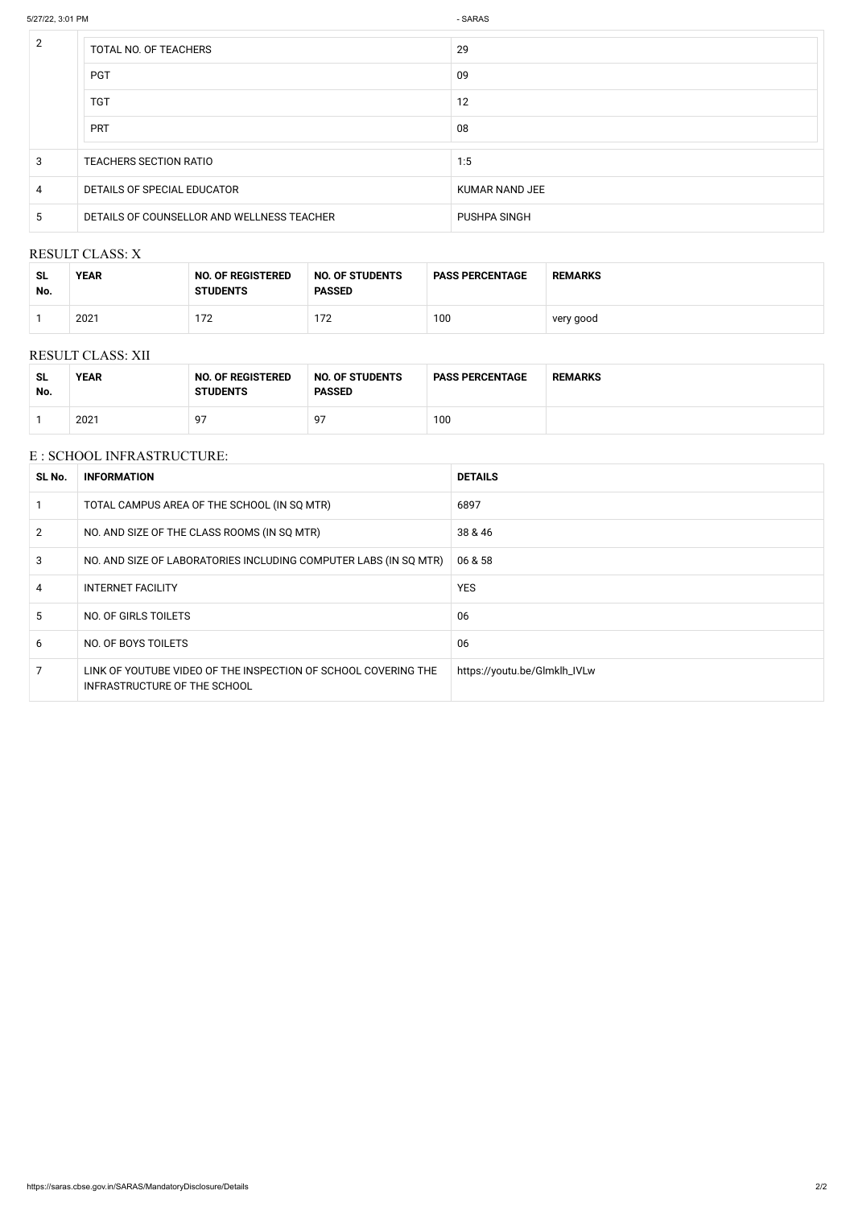| | | |
|---|---|---|
| 2 | TOTAL NO. OF TEACHERS | 29 |
| | PGT | 09 |
| | TGT | 12 |
| | PRT | 08 |
| 3 | TEACHERS SECTION RATIO | 1:5 |
| 4 | DETAILS OF SPECIAL EDUCATOR | KUMAR NAND JEE |
| 5 | DETAILS OF COUNSELLOR AND WELLNESS TEACHER | PUSHPA SINGH |

## RESULT CLASS: X

| SL No. | YEAR | NO. OF REGISTERED STUDENTS | NO. OF STUDENTS PASSED | PASS PERCENTAGE | REMARKS |
|---|---|---|---|---|---|
| 1 | 2021 | 172 | 172 | 100 | very good |

## RESULT CLASS: XII

| SL No. | YEAR | NO. OF REGISTERED STUDENTS | NO. OF STUDENTS PASSED | PASS PERCENTAGE | REMARKS |
|---|---|---|---|---|---|
| 1 | 2021 | 97 | 97 | 100 | |

## E : SCHOOL INFRASTRUCTURE:

| SL No. | INFORMATION | DETAILS |
|---|---|---|
| 1 | TOTAL CAMPUS AREA OF THE SCHOOL (IN SQ MTR) | 6897 |
| 2 | NO. AND SIZE OF THE CLASS ROOMS (IN SQ MTR) | 38 & 46 |
| 3 | NO. AND SIZE OF LABORATORIES INCLUDING COMPUTER LABS (IN SQ MTR) | 06 & 58 |
| 4 | INTERNET FACILITY | YES |
| 5 | NO. OF GIRLS TOILETS | 06 |
| 6 | NO. OF BOYS TOILETS | 06 |
| 7 | LINK OF YOUTUBE VIDEO OF THE INSPECTION OF SCHOOL COVERING THE INFRASTRUCTURE OF THE SCHOOL | https://youtu.be/Glmklh_IVLw |